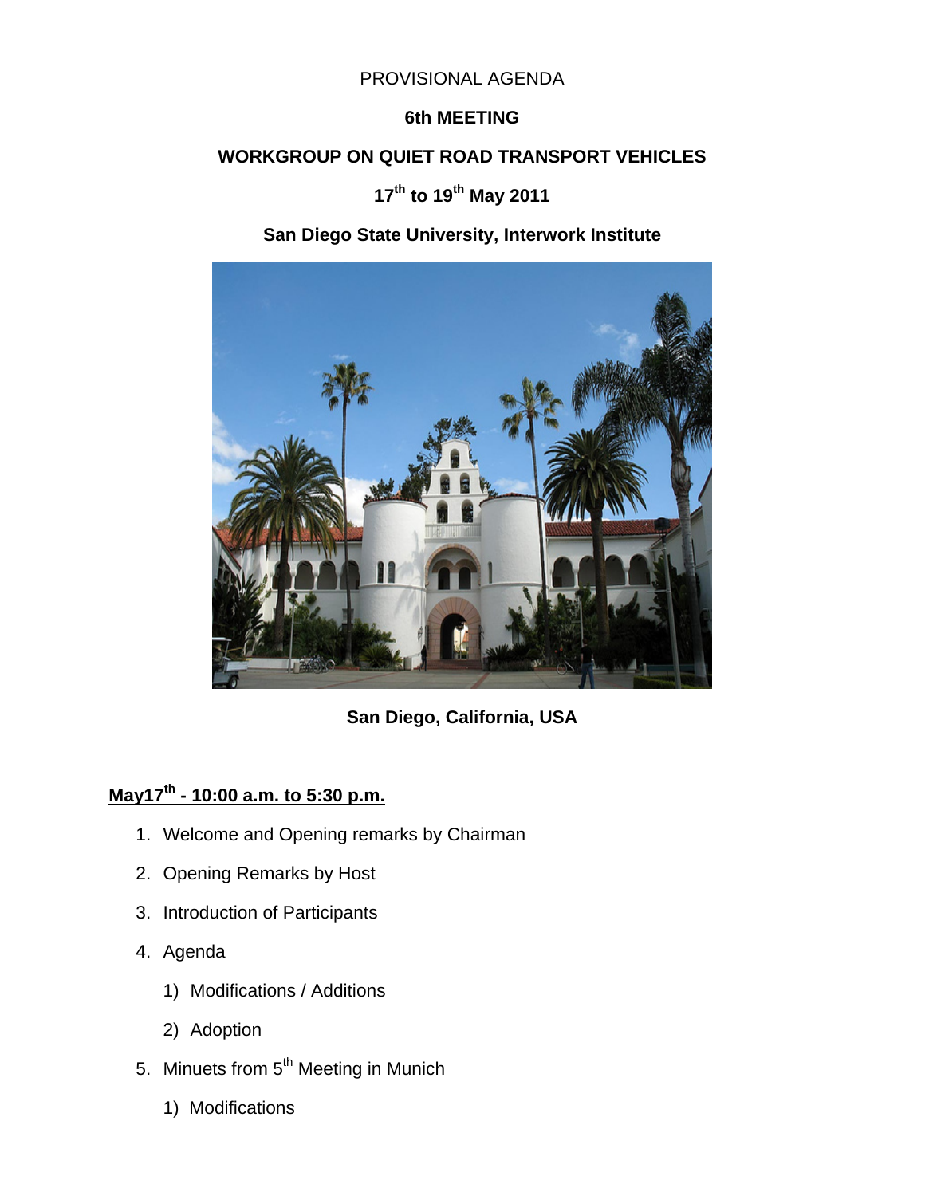PROVISIONAL AGENDA

**6th MEETING**

**WORKGROUP ON QUIET ROAD TRANSPORT VEHICLES**

**17th to 19th May 2011**

**San Diego State University, Interwork Institute**

**San Diego, California, USA**

**<u>May17th - 10:00 a.m. to 5:30 p.m.</u>**

1. Welcome and Opening remarks by Chairman
2. Opening Remarks by Host
3. Introduction of Participants
4. Agenda
   1) Modifications / Additions
   2) Adoption
5. Minuets from 5th Meeting in Munich
   1) Modifications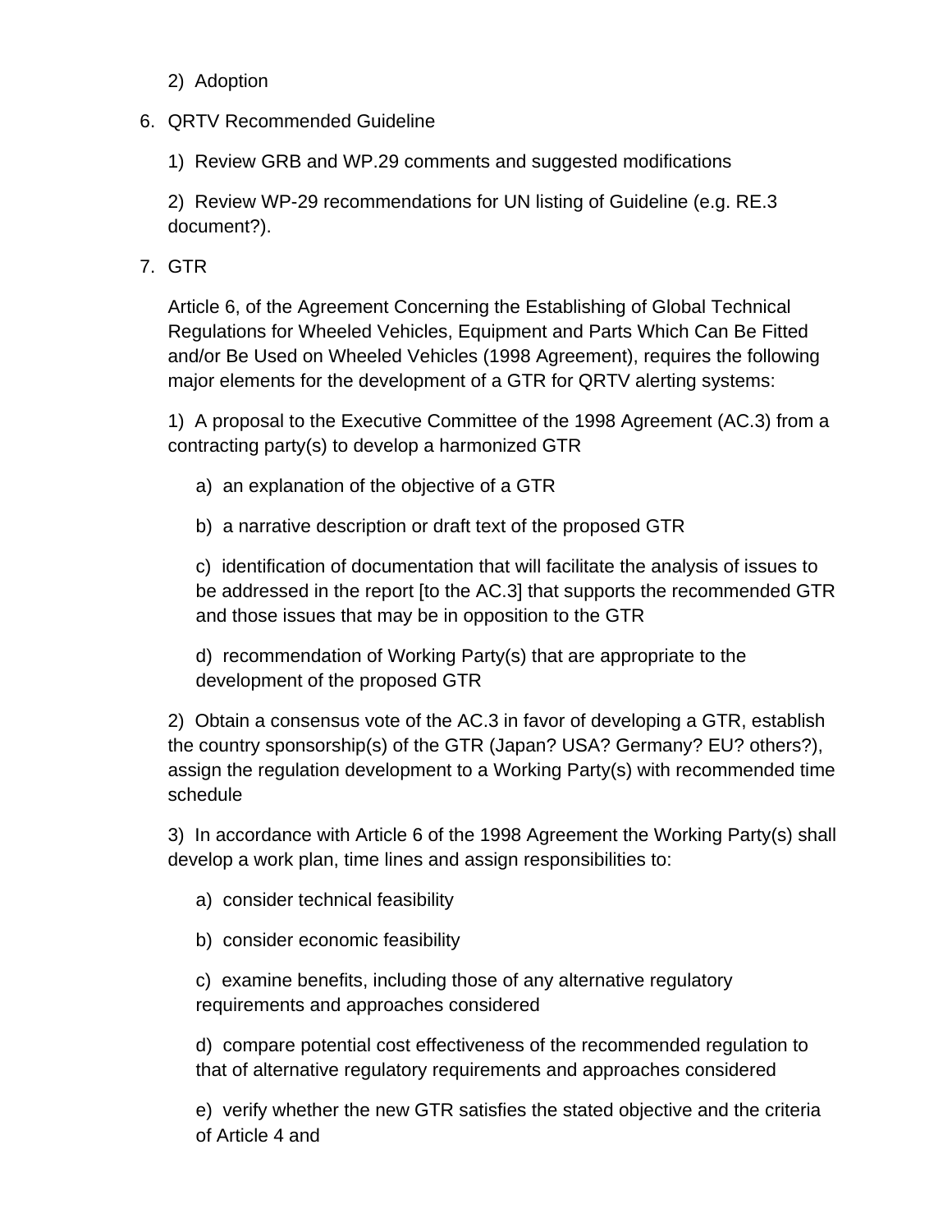2) Adoption

6. QRTV Recommended Guideline

   1) Review GRB and WP.29 comments and suggested modifications

   2) Review WP-29 recommendations for UN listing of Guideline (e.g. RE.3 document?).

7. GTR

   Article 6, of the Agreement Concerning the Establishing of Global Technical Regulations for Wheeled Vehicles, Equipment and Parts Which Can Be Fitted and/or Be Used on Wheeled Vehicles (1998 Agreement), requires the following major elements for the development of a GTR for QRTV alerting systems:

   1) A proposal to the Executive Committee of the 1998 Agreement (AC.3) from a contracting party(s) to develop a harmonized GTR

      a) an explanation of the objective of a GTR

      b) a narrative description or draft text of the proposed GTR

      c) identification of documentation that will facilitate the analysis of issues to be addressed in the report [to the AC.3] that supports the recommended GTR and those issues that may be in opposition to the GTR

      d) recommendation of Working Party(s) that are appropriate to the development of the proposed GTR

   2) Obtain a consensus vote of the AC.3 in favor of developing a GTR, establish the country sponsorship(s) of the GTR (Japan? USA? Germany? EU? others?), assign the regulation development to a Working Party(s) with recommended time schedule

   3) In accordance with Article 6 of the 1998 Agreement the Working Party(s) shall develop a work plan, time lines and assign responsibilities to:

      a) consider technical feasibility

      b) consider economic feasibility

      c) examine benefits, including those of any alternative regulatory requirements and approaches considered

      d) compare potential cost effectiveness of the recommended regulation to that of alternative regulatory requirements and approaches considered

      e) verify whether the new GTR satisfies the stated objective and the criteria of Article 4 and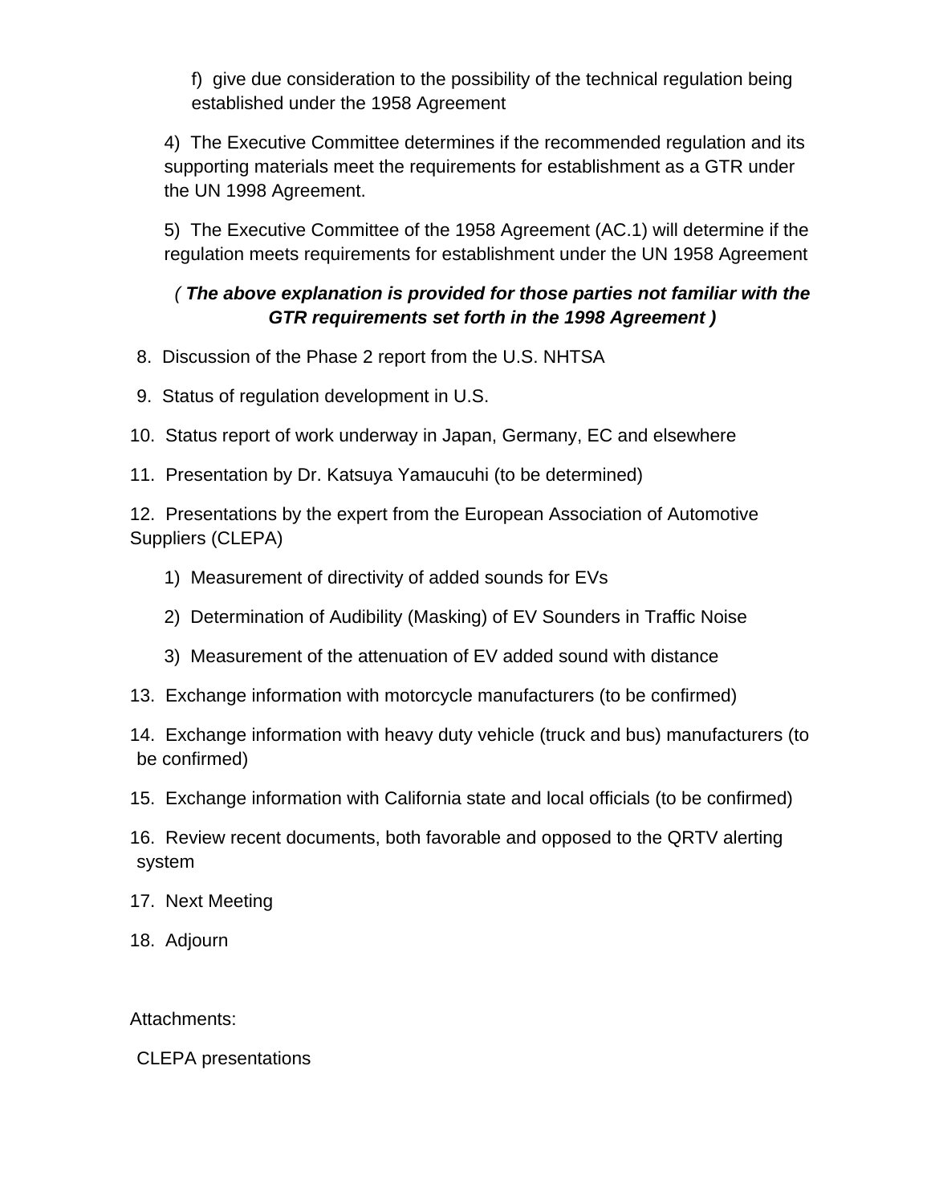f) give due consideration to the possibility of the technical regulation being established under the 1958 Agreement

4) The Executive Committee determines if the recommended regulation and its supporting materials meet the requirements for establishment as a GTR under the UN 1998 Agreement.

5) The Executive Committee of the 1958 Agreement (AC.1) will determine if the regulation meets requirements for establishment under the UN 1958 Agreement

*( **The above explanation is provided for those parties not familiar with the GTR requirements set forth in the 1998 Agreement** )*

8. Discussion of the Phase 2 report from the U.S. NHTSA

9. Status of regulation development in U.S.

10. Status report of work underway in Japan, Germany, EC and elsewhere

11. Presentation by Dr. Katsuya Yamaucuhi (to be determined)

12. Presentations by the expert from the European Association of Automotive Suppliers (CLEPA)

    1) Measurement of directivity of added sounds for EVs

    2) Determination of Audibility (Masking) of EV Sounders in Traffic Noise

    3) Measurement of the attenuation of EV added sound with distance

13. Exchange information with motorcycle manufacturers (to be confirmed)

14. Exchange information with heavy duty vehicle (truck and bus) manufacturers (to be confirmed)

15. Exchange information with California state and local officials (to be confirmed)

16. Review recent documents, both favorable and opposed to the QRTV alerting system

17. Next Meeting

18. Adjourn

Attachments:

CLEPA presentations